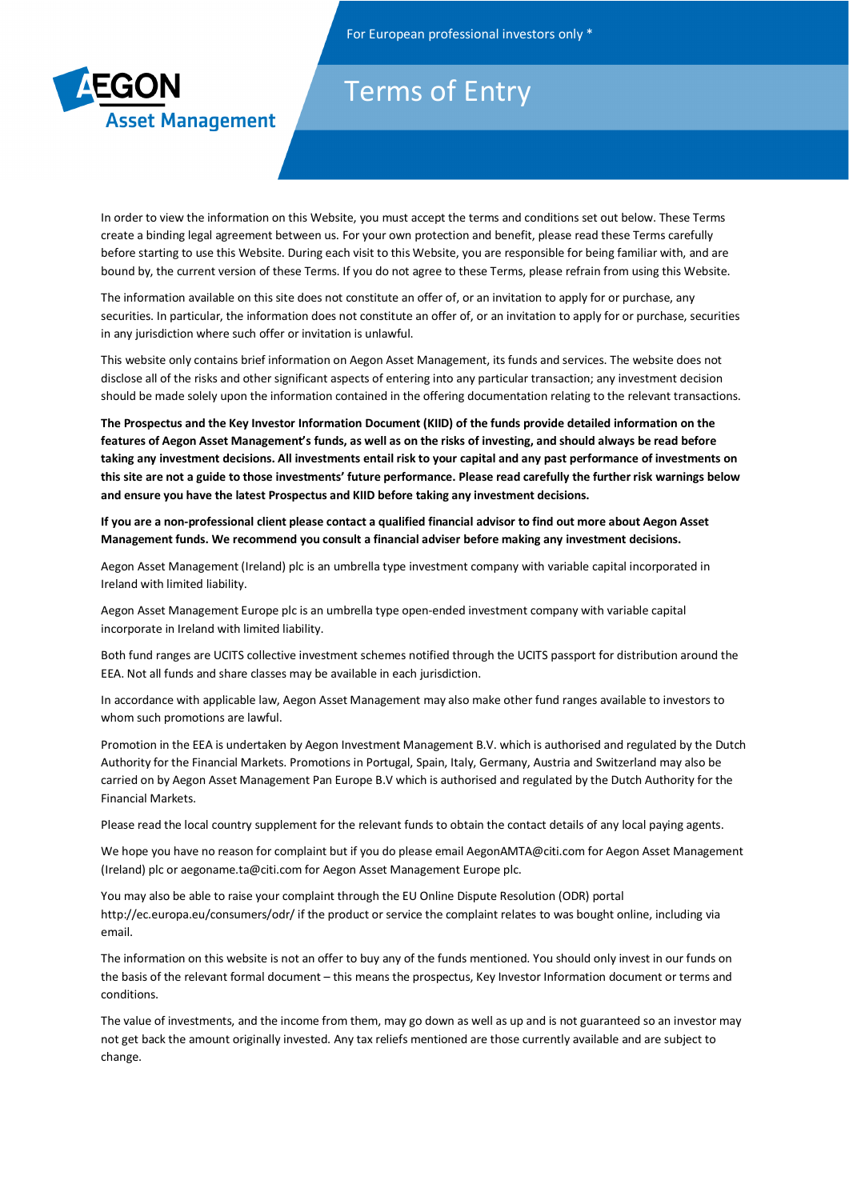For European professional investors only *

AEGON Asset Management

# Terms of Entry

In order to view the information on this Website, you must accept the terms and conditions set out below. These Terms create a binding legal agreement between us. For your own protection and benefit, please read these Terms carefully before starting to use this Website. During each visit to this Website, you are responsible for being familiar with, and are bound by, the current version of these Terms. If you do not agree to these Terms, please refrain from using this Website.

The information available on this site does not constitute an offer of, or an invitation to apply for or purchase, any securities. In particular, the information does not constitute an offer of, or an invitation to apply for or purchase, securities in any jurisdiction where such offer or invitation is unlawful.

This website only contains brief information on Aegon Asset Management, its funds and services. The website does not disclose all of the risks and other significant aspects of entering into any particular transaction; any investment decision should be made solely upon the information contained in the offering documentation relating to the relevant transactions.

**The Prospectus and the Key Investor Information Document (KIID) of the funds provide detailed information on the features of Aegon Asset Management's funds, as well as on the risks of investing, and should always be read before taking any investment decisions. All investments entail risk to your capital and any past performance of investments on this site are not a guide to those investments' future performance. Please read carefully the further risk warnings below and ensure you have the latest Prospectus and KIID before taking any investment decisions.**

**If you are a non-professional client please contact a qualified financial advisor to find out more about Aegon Asset Management funds. We recommend you consult a financial adviser before making any investment decisions.**

Aegon Asset Management (Ireland) plc is an umbrella type investment company with variable capital incorporated in Ireland with limited liability.

Aegon Asset Management Europe plc is an umbrella type open-ended investment company with variable capital incorporate in Ireland with limited liability.

Both fund ranges are UCITS collective investment schemes notified through the UCITS passport for distribution around the EEA. Not all funds and share classes may be available in each jurisdiction.

In accordance with applicable law, Aegon Asset Management may also make other fund ranges available to investors to whom such promotions are lawful.

Promotion in the EEA is undertaken by Aegon Investment Management B.V. which is authorised and regulated by the Dutch Authority for the Financial Markets. Promotions in Portugal, Spain, Italy, Germany, Austria and Switzerland may also be carried on by Aegon Asset Management Pan Europe B.V which is authorised and regulated by the Dutch Authority for the Financial Markets.

Please read the local country supplement for the relevant funds to obtain the contact details of any local paying agents.

We hope you have no reason for complaint but if you do please email AegonAMTA@citi.com for Aegon Asset Management (Ireland) plc or aegoname.ta@citi.com for Aegon Asset Management Europe plc.

You may also be able to raise your complaint through the EU Online Dispute Resolution (ODR) portal http://ec.europa.eu/consumers/odr/ if the product or service the complaint relates to was bought online, including via email.

The information on this website is not an offer to buy any of the funds mentioned. You should only invest in our funds on the basis of the relevant formal document – this means the prospectus, Key Investor Information document or terms and conditions.

The value of investments, and the income from them, may go down as well as up and is not guaranteed so an investor may not get back the amount originally invested. Any tax reliefs mentioned are those currently available and are subject to change.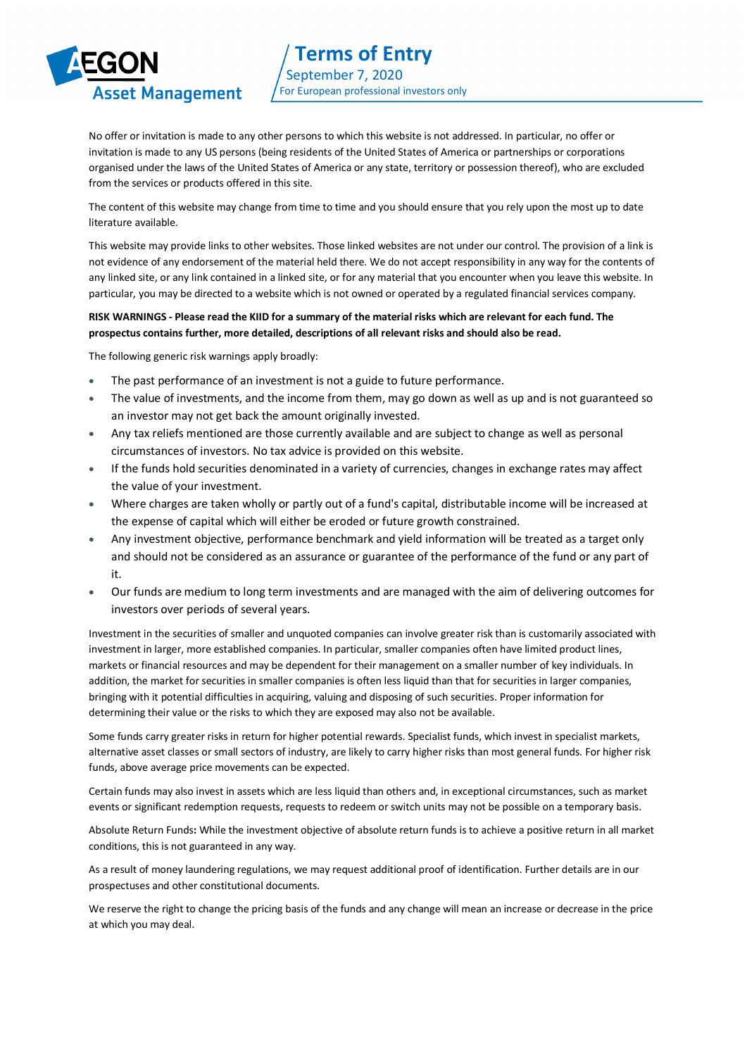No offer or invitation is made to any other persons to which this website is not addressed. In particular, no offer or invitation is made to any US persons (being residents of the United States of America or partnerships or corporations organised under the laws of the United States of America or any state, territory or possession thereof), who are excluded from the services or products offered in this site.

The content of this website may change from time to time and you should ensure that you rely upon the most up to date literature available.

This website may provide links to other websites. Those linked websites are not under our control. The provision of a link is not evidence of any endorsement of the material held there. We do not accept responsibility in any way for the contents of any linked site, or any link contained in a linked site, or for any material that you encounter when you leave this website. In particular, you may be directed to a website which is not owned or operated by a regulated financial services company.

**RISK WARNINGS - Please read the KIID for a summary of the material risks which are relevant for each fund. The prospectus contains further, more detailed, descriptions of all relevant risks and should also be read.**

The following generic risk warnings apply broadly:

- The past performance of an investment is not a guide to future performance.
- The value of investments, and the income from them, may go down as well as up and is not guaranteed so an investor may not get back the amount originally invested.
- Any tax reliefs mentioned are those currently available and are subject to change as well as personal circumstances of investors. No tax advice is provided on this website.
- If the funds hold securities denominated in a variety of currencies, changes in exchange rates may affect the value of your investment.
- Where charges are taken wholly or partly out of a fund's capital, distributable income will be increased at the expense of capital which will either be eroded or future growth constrained.
- Any investment objective, performance benchmark and yield information will be treated as a target only and should not be considered as an assurance or guarantee of the performance of the fund or any part of it.
- Our funds are medium to long term investments and are managed with the aim of delivering outcomes for investors over periods of several years.

Investment in the securities of smaller and unquoted companies can involve greater risk than is customarily associated with investment in larger, more established companies. In particular, smaller companies often have limited product lines, markets or financial resources and may be dependent for their management on a smaller number of key individuals. In addition, the market for securities in smaller companies is often less liquid than that for securities in larger companies, bringing with it potential difficulties in acquiring, valuing and disposing of such securities. Proper information for determining their value or the risks to which they are exposed may also not be available.

Some funds carry greater risks in return for higher potential rewards. Specialist funds, which invest in specialist markets, alternative asset classes or small sectors of industry, are likely to carry higher risks than most general funds. For higher risk funds, above average price movements can be expected.

Certain funds may also invest in assets which are less liquid than others and, in exceptional circumstances, such as market events or significant redemption requests, requests to redeem or switch units may not be possible on a temporary basis.

Absolute Return Funds**:** While the investment objective of absolute return funds is to achieve a positive return in all market conditions, this is not guaranteed in any way.

As a result of money laundering regulations, we may request additional proof of identification. Further details are in our prospectuses and other constitutional documents.

We reserve the right to change the pricing basis of the funds and any change will mean an increase or decrease in the price at which you may deal.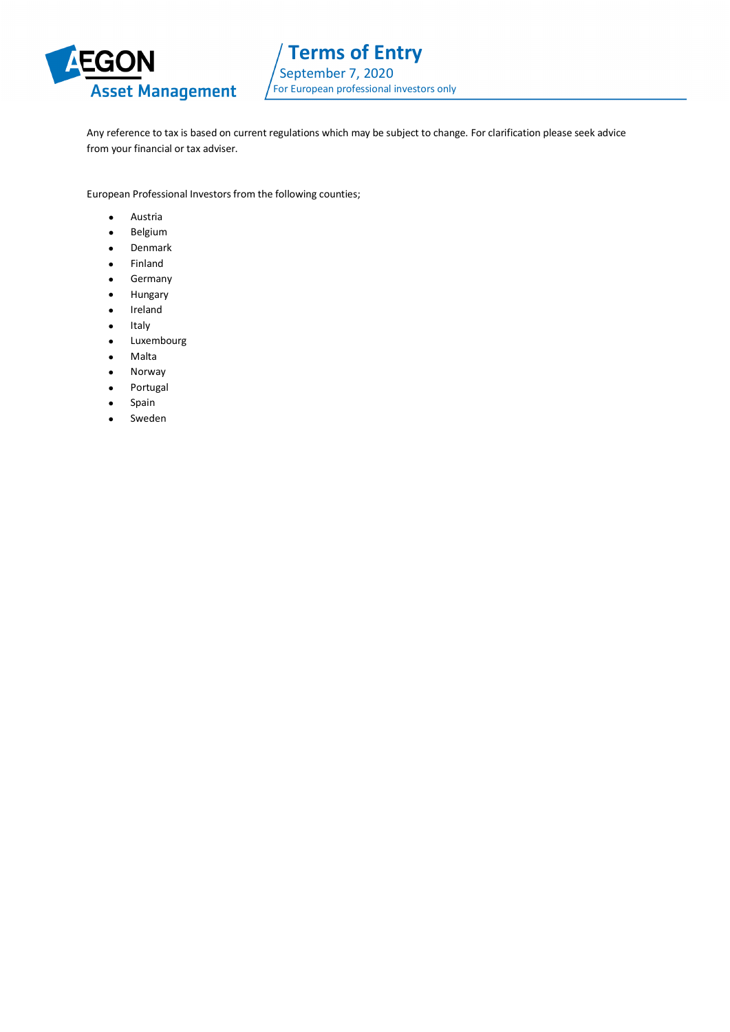Any reference to tax is based on current regulations which may be subject to change. For clarification please seek advice from your financial or tax adviser.

European Professional Investors from the following counties;

- Austria
- Belgium
- Denmark
- Finland
- Germany
- Hungary
- Ireland
- Italy
- Luxembourg
- Malta
- Norway
- Portugal
- Spain
- Sweden